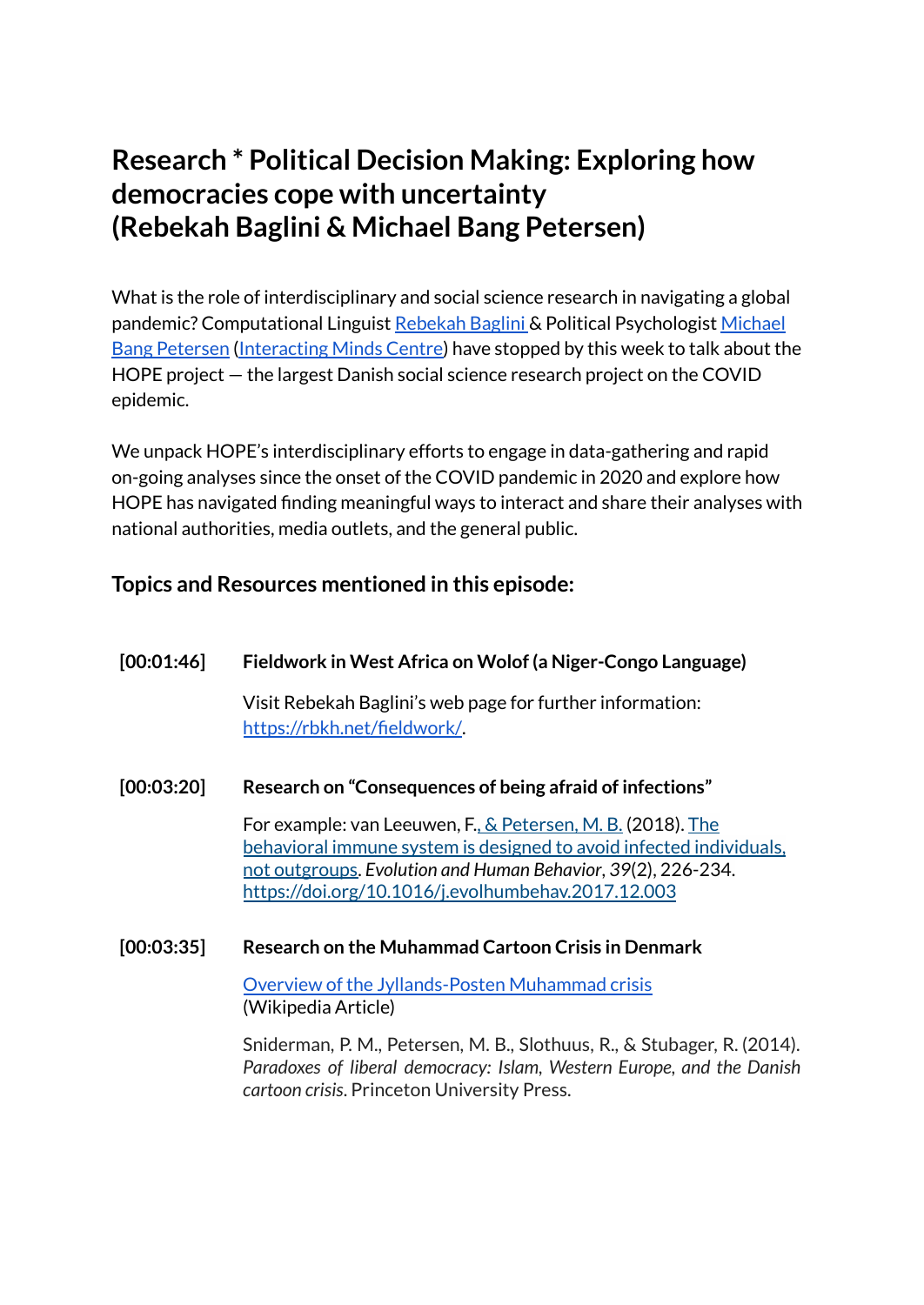# Research * Political Decision Making: Exploring how democracies cope with uncertainty (Rebekah Baglini & Michael Bang Petersen)

What is the role of interdisciplinary and social science research in navigating a global pandemic? Computational Linguist Rebekah Baglini & Political Psychologist Michael Bang Petersen (Interacting Minds Centre) have stopped by this week to talk about the HOPE project — the largest Danish social science research project on the COVID epidemic.

We unpack HOPE's interdisciplinary efforts to engage in data-gathering and rapid on-going analyses since the onset of the COVID pandemic in 2020 and explore how HOPE has navigated finding meaningful ways to interact and share their analyses with national authorities, media outlets, and the general public.

## Topics and Resources mentioned in this episode:

**[00:01:46]** **Fieldwork in West Africa on Wolof (a Niger-Congo Language)**

Visit Rebekah Baglini's web page for further information: https://rbkh.net/fieldwork/.

**[00:03:20]** **Research on "Consequences of being afraid of infections"**

For example: van Leeuwen, F., & Petersen, M. B. (2018). The behavioral immune system is designed to avoid infected individuals, not outgroups. *Evolution and Human Behavior*, *39*(2), 226-234. https://doi.org/10.1016/j.evolhumbehav.2017.12.003

**[00:03:35]** **Research on the Muhammad Cartoon Crisis in Denmark**

Overview of the Jyllands-Posten Muhammad crisis (Wikipedia Article)

Sniderman, P. M., Petersen, M. B., Slothuus, R., & Stubager, R. (2014). *Paradoxes of liberal democracy: Islam, Western Europe, and the Danish cartoon crisis*. Princeton University Press.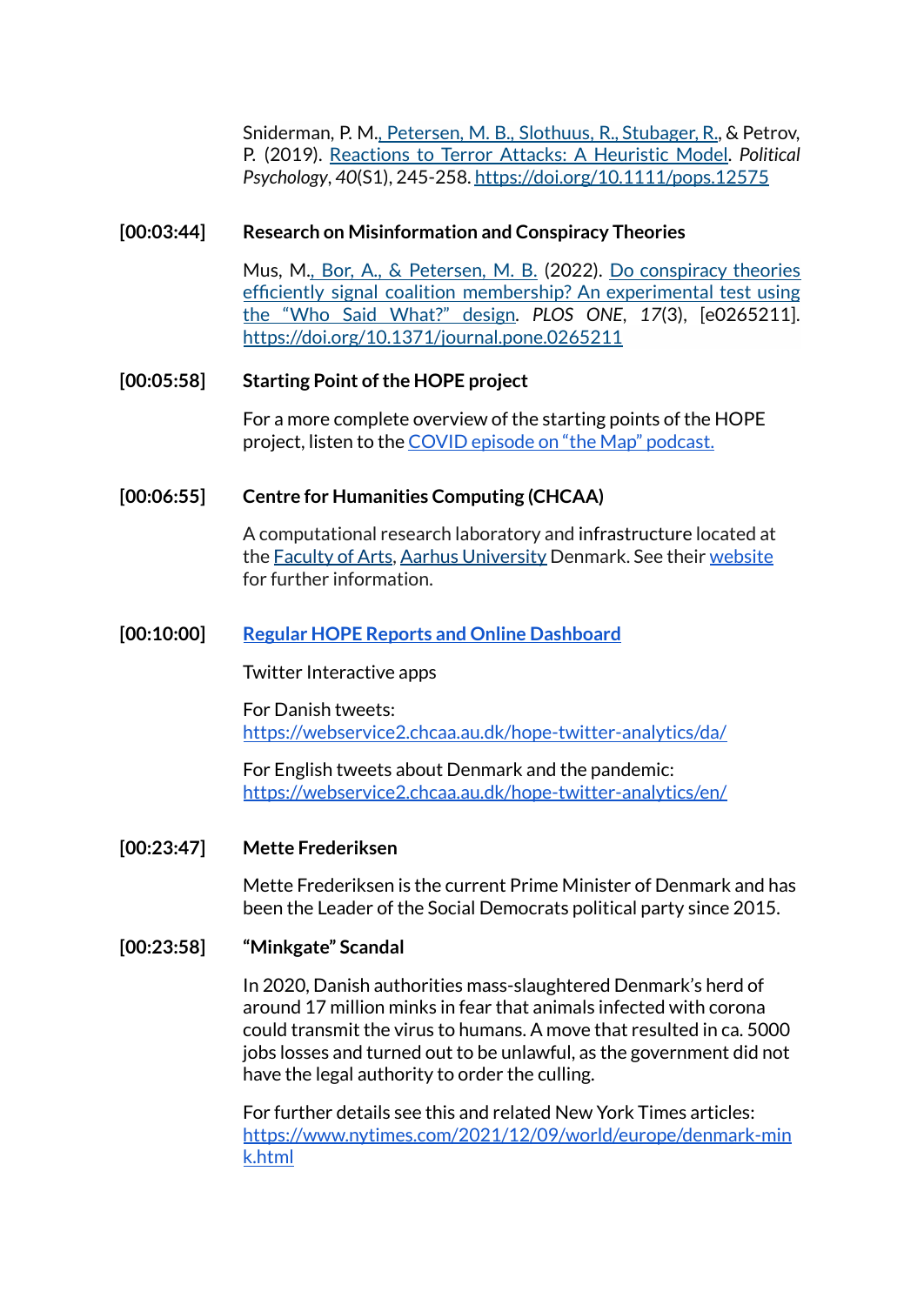Sniderman, P. M., Petersen, M. B., Slothuus, R., Stubager, R., & Petrov, P. (2019). Reactions to Terror Attacks: A Heuristic Model. *Political Psychology*, *40*(S1), 245-258. https://doi.org/10.1111/pops.12575

**[00:03:44]** **Research on Misinformation and Conspiracy Theories**

Mus, M., Bor, A., & Petersen, M. B. (2022). Do conspiracy theories efficiently signal coalition membership? An experimental test using the "Who Said What?" design. *PLOS ONE*, *17*(3), [e0265211]. https://doi.org/10.1371/journal.pone.0265211

**[00:05:58]** **Starting Point of the HOPE project**

For a more complete overview of the starting points of the HOPE project, listen to the COVID episode on "the Map" podcast.

**[00:06:55]** **Centre for Humanities Computing (CHCAA)**

A computational research laboratory and infrastructure located at the Faculty of Arts, Aarhus University Denmark. See their website for further information.

**[00:10:00]** **Regular HOPE Reports and Online Dashboard**

Twitter Interactive apps

For Danish tweets:
https://webservice2.chcaa.au.dk/hope-twitter-analytics/da/

For English tweets about Denmark and the pandemic:
https://webservice2.chcaa.au.dk/hope-twitter-analytics/en/

**[00:23:47]** **Mette Frederiksen**

Mette Frederiksen is the current Prime Minister of Denmark and has been the Leader of the Social Democrats political party since 2015.

**[00:23:58]** **"Minkgate" Scandal**

In 2020, Danish authorities mass-slaughtered Denmark's herd of around 17 million minks in fear that animals infected with corona could transmit the virus to humans. A move that resulted in ca. 5000 jobs losses and turned out to be unlawful, as the government did not have the legal authority to order the culling.

For further details see this and related New York Times articles:
https://www.nytimes.com/2021/12/09/world/europe/denmark-mink.html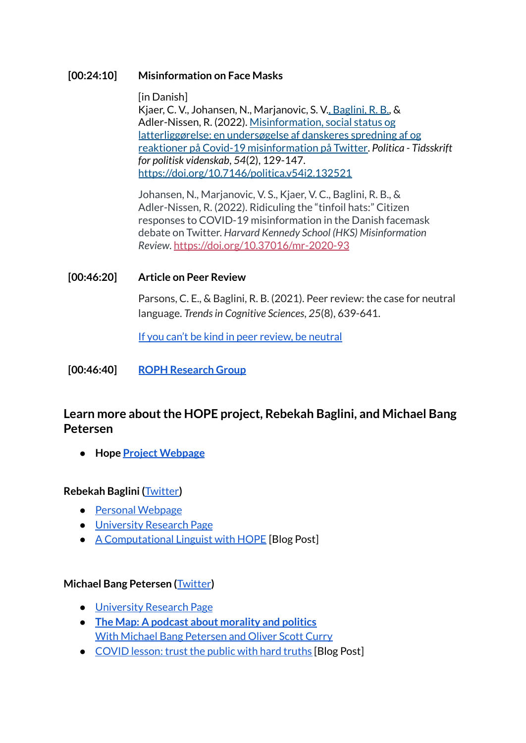**[00:24:10]** **Misinformation on Face Masks**

[in Danish]
Kjaer, C. V., Johansen, N., Marjanovic, S. V., Baglini, R. B., & Adler-Nissen, R. (2022). Misinformation, social status og latterliggørelse: en undersøgelse af danskeres spredning af og reaktioner på Covid-19 misinformation på Twitter. *Politica - Tidsskrift for politisk videnskab*, *54*(2), 129-147. https://doi.org/10.7146/politica.v54i2.132521

Johansen, N., Marjanovic, V. S., Kjaer, V. C., Baglini, R. B., & Adler-Nissen, R. (2022). Ridiculing the "tinfoil hats:" Citizen responses to COVID-19 misinformation in the Danish facemask debate on Twitter. *Harvard Kennedy School (HKS) Misinformation Review*. https://doi.org/10.37016/mr-2020-93

**[00:46:20]** **Article on Peer Review**

Parsons, C. E., & Baglini, R. B. (2021). Peer review: the case for neutral language. *Trends in Cognitive Sciences*, *25*(8), 639-641.

If you can't be kind in peer review, be neutral

**[00:46:40]** **ROPH Research Group**

## Learn more about the HOPE project, Rebekah Baglini, and Michael Bang Petersen

- **Hope Project Webpage**

**Rebekah Baglini (Twitter)**

- Personal Webpage
- University Research Page
- A Computational Linguist with HOPE [Blog Post]

**Michael Bang Petersen (Twitter)**

- University Research Page
- **The Map: A podcast about morality and politics**
  With Michael Bang Petersen and Oliver Scott Curry
- COVID lesson: trust the public with hard truths [Blog Post]